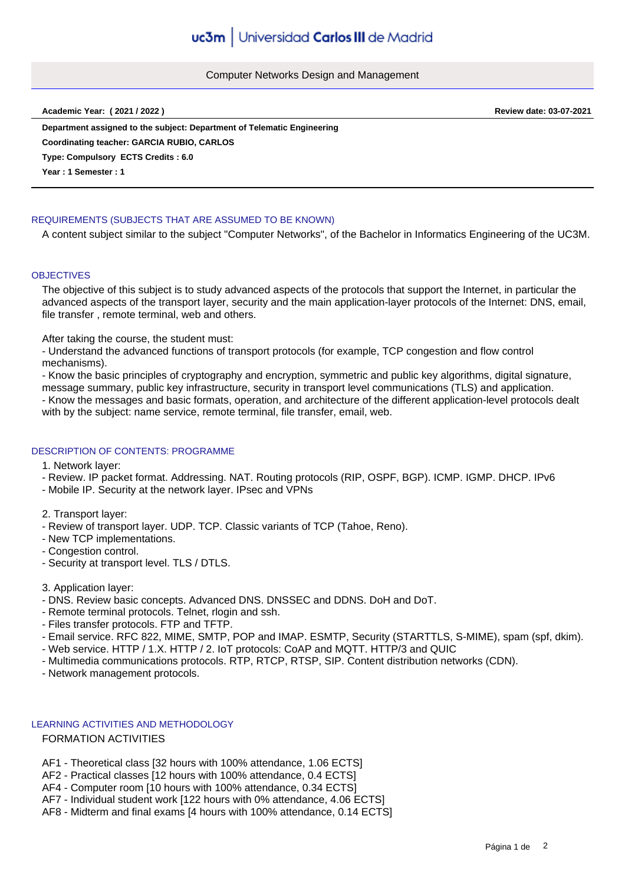uc3m | Universidad Carlos III de Madrid

# Computer Networks Design and Management

**Academic Year: ( 2021 / 2022 )** **Review date: 03-07-2021**

**Department assigned to the subject: Department of Telematic Engineering**

**Coordinating teacher: GARCIA RUBIO, CARLOS**

**Type: Compulsory ECTS Credits : 6.0**

**Year : 1 Semester : 1**

## REQUIREMENTS (SUBJECTS THAT ARE ASSUMED TO BE KNOWN)

A content subject similar to the subject "Computer Networks", of the Bachelor in Informatics Engineering of the UC3M.

## OBJECTIVES

The objective of this subject is to study advanced aspects of the protocols that support the Internet, in particular the advanced aspects of the transport layer, security and the main application-layer protocols of the Internet: DNS, email, file transfer , remote terminal, web and others.

After taking the course, the student must:
- Understand the advanced functions of transport protocols (for example, TCP congestion and flow control mechanisms).
- Know the basic principles of cryptography and encryption, symmetric and public key algorithms, digital signature, message summary, public key infrastructure, security in transport level communications (TLS) and application.
- Know the messages and basic formats, operation, and architecture of the different application-level protocols dealt with by the subject: name service, remote terminal, file transfer, email, web.

## DESCRIPTION OF CONTENTS: PROGRAMME

1. Network layer:
- Review. IP packet format. Addressing. NAT. Routing protocols (RIP, OSPF, BGP). ICMP. IGMP. DHCP. IPv6
- Mobile IP. Security at the network layer. IPsec and VPNs

2. Transport layer:
- Review of transport layer. UDP. TCP. Classic variants of TCP (Tahoe, Reno).
- New TCP implementations.
- Congestion control.
- Security at transport level. TLS / DTLS.

3. Application layer:
- DNS. Review basic concepts. Advanced DNS. DNSSEC and DDNS. DoH and DoT.
- Remote terminal protocols. Telnet, rlogin and ssh.
- Files transfer protocols. FTP and TFTP.
- Email service. RFC 822, MIME, SMTP, POP and IMAP. ESMTP, Security (STARTTLS, S-MIME), spam (spf, dkim).
- Web service. HTTP / 1.X. HTTP / 2. IoT protocols: CoAP and MQTT. HTTP/3 and QUIC
- Multimedia communications protocols. RTP, RTCP, RTSP, SIP. Content distribution networks (CDN).
- Network management protocols.

## LEARNING ACTIVITIES AND METHODOLOGY

FORMATION ACTIVITIES

AF1 - Theoretical class [32 hours with 100% attendance, 1.06 ECTS]
AF2 - Practical classes [12 hours with 100% attendance, 0.4 ECTS]
AF4 - Computer room [10 hours with 100% attendance, 0.34 ECTS]
AF7 - Individual student work [122 hours with 0% attendance, 4.06 ECTS]
AF8 - Midterm and final exams [4 hours with 100% attendance, 0.14 ECTS]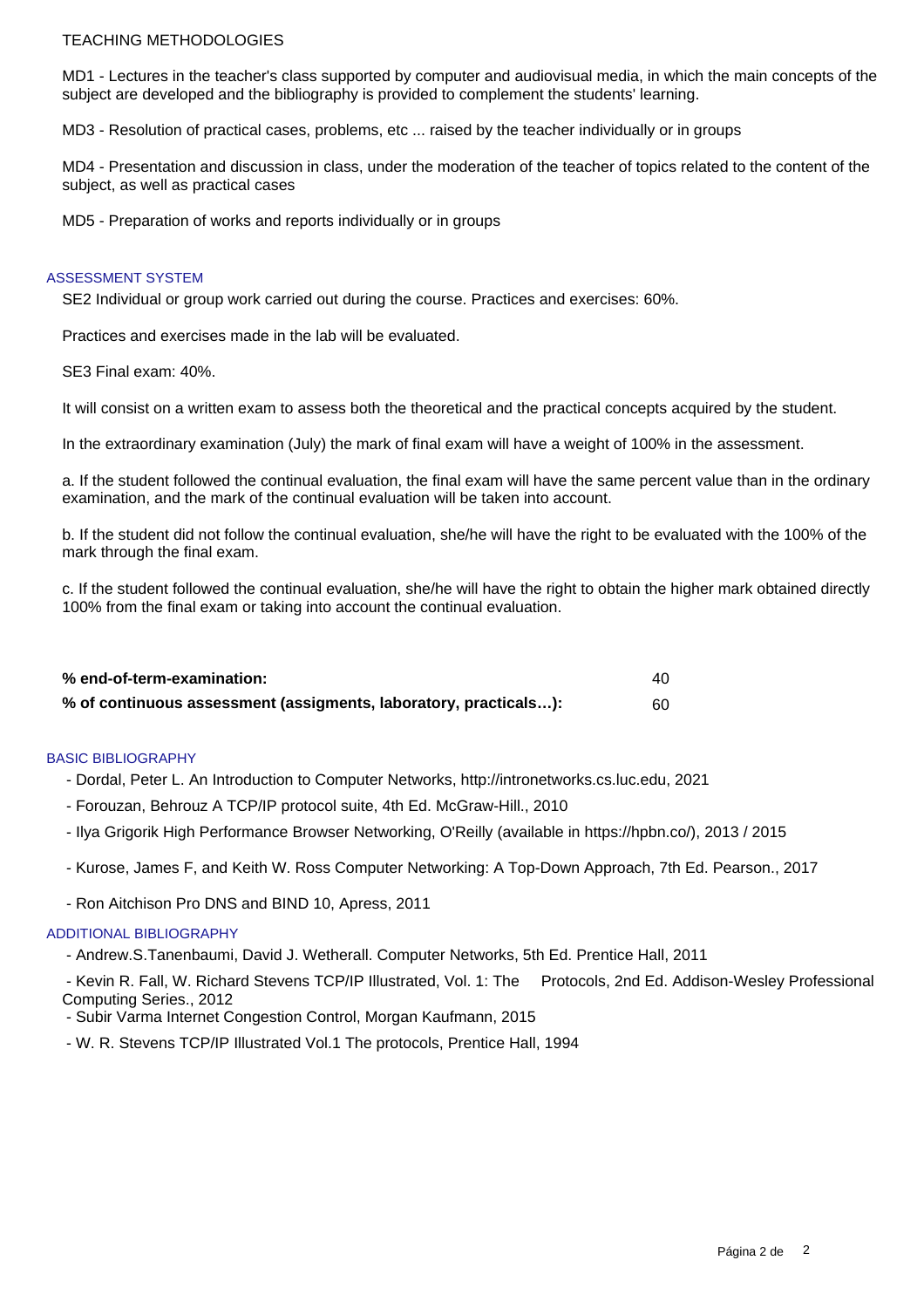TEACHING METHODOLOGIES

MD1 - Lectures in the teacher's class supported by computer and audiovisual media, in which the main concepts of the subject are developed and the bibliography is provided to complement the students' learning.

MD3 - Resolution of practical cases, problems, etc ... raised by the teacher individually or in groups

MD4 - Presentation and discussion in class, under the moderation of the teacher of topics related to the content of the subject, as well as practical cases

MD5 - Preparation of works and reports individually or in groups

## ASSESSMENT SYSTEM

SE2 Individual or group work carried out during the course. Practices and exercises: 60%.

Practices and exercises made in the lab will be evaluated.

SE3 Final exam: 40%.

It will consist on a written exam to assess both the theoretical and the practical concepts acquired by the student.

In the extraordinary examination (July) the mark of final exam will have a weight of 100% in the assessment.

a. If the student followed the continual evaluation, the final exam will have the same percent value than in the ordinary examination, and the mark of the continual evaluation will be taken into account.

b. If the student did not follow the continual evaluation, she/he will have the right to be evaluated with the 100% of the mark through the final exam.

c. If the student followed the continual evaluation, she/he will have the right to obtain the higher mark obtained directly 100% from the final exam or taking into account the continual evaluation.

| | |
|---|---|
| **% end-of-term-examination:** | 40 |
| **% of continuous assessment (assigments, laboratory, practicals…):** | 60 |

## BASIC BIBLIOGRAPHY

- Dordal, Peter L. An Introduction to Computer Networks, http://intronetworks.cs.luc.edu, 2021
- Forouzan, Behrouz A TCP/IP protocol suite, 4th Ed. McGraw-Hill., 2010
- Ilya Grigorik High Performance Browser Networking, O'Reilly (available in https://hpbn.co/), 2013 / 2015
- Kurose, James F, and Keith W. Ross Computer Networking: A Top-Down Approach, 7th Ed. Pearson., 2017
- Ron Aitchison Pro DNS and BIND 10, Apress, 2011

## ADDITIONAL BIBLIOGRAPHY

- Andrew.S.Tanenbaumi, David J. Wetherall. Computer Networks, 5th Ed. Prentice Hall, 2011
- Kevin R. Fall, W. Richard Stevens TCP/IP Illustrated, Vol. 1: The Protocols, 2nd Ed. Addison-Wesley Professional Computing Series., 2012
- Subir Varma Internet Congestion Control, Morgan Kaufmann, 2015
- W. R. Stevens TCP/IP Illustrated Vol.1 The protocols, Prentice Hall, 1994